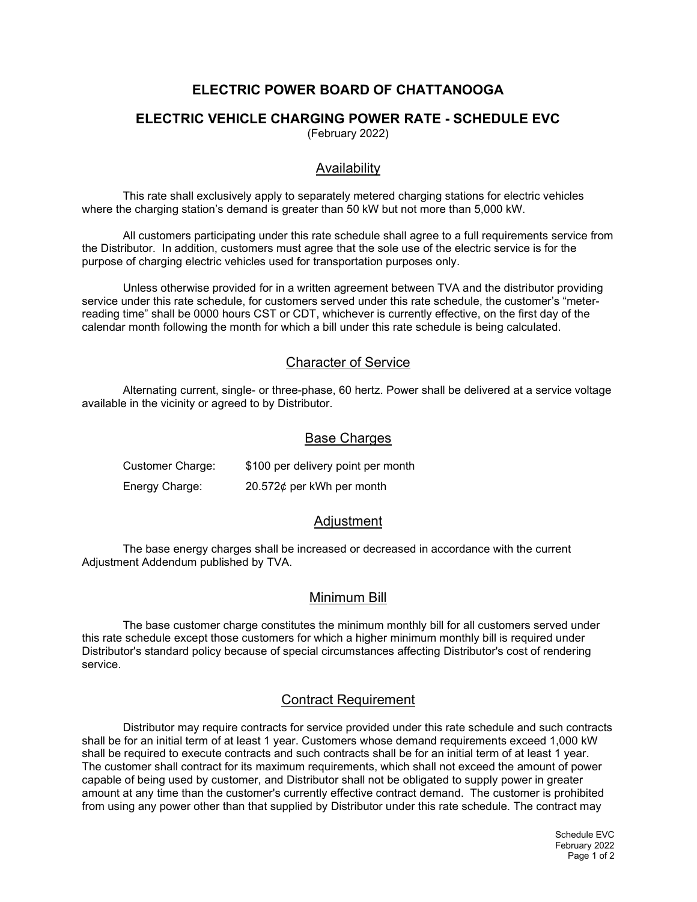# ELECTRIC POWER BOARD OF CHATTANOOGA

## ELECTRIC VEHICLE CHARGING POWER RATE - SCHEDULE EVC

(February 2022)

### Availability

This rate shall exclusively apply to separately metered charging stations for electric vehicles where the charging station's demand is greater than 50 kW but not more than 5,000 kW.

All customers participating under this rate schedule shall agree to a full requirements service from the Distributor. In addition, customers must agree that the sole use of the electric service is for the purpose of charging electric vehicles used for transportation purposes only.

Unless otherwise provided for in a written agreement between TVA and the distributor providing service under this rate schedule, for customers served under this rate schedule, the customer's "meter-reading time" shall be 0000 hours CST or CDT, whichever is currently effective, on the first day of the calendar month following the month for which a bill under this rate schedule is being calculated.

### Character of Service

Alternating current, single- or three-phase, 60 hertz. Power shall be delivered at a service voltage available in the vicinity or agreed to by Distributor.

### Base Charges

| | |
|---|---|
| Customer Charge: | $100 per delivery point per month |
| Energy Charge: | 20.572¢ per kWh per month |

### Adjustment

The base energy charges shall be increased or decreased in accordance with the current Adjustment Addendum published by TVA.

### Minimum Bill

The base customer charge constitutes the minimum monthly bill for all customers served under this rate schedule except those customers for which a higher minimum monthly bill is required under Distributor's standard policy because of special circumstances affecting Distributor's cost of rendering service.

### Contract Requirement

Distributor may require contracts for service provided under this rate schedule and such contracts shall be for an initial term of at least 1 year. Customers whose demand requirements exceed 1,000 kW shall be required to execute contracts and such contracts shall be for an initial term of at least 1 year. The customer shall contract for its maximum requirements, which shall not exceed the amount of power capable of being used by customer, and Distributor shall not be obligated to supply power in greater amount at any time than the customer's currently effective contract demand. The customer is prohibited from using any power other than that supplied by Distributor under this rate schedule. The contract may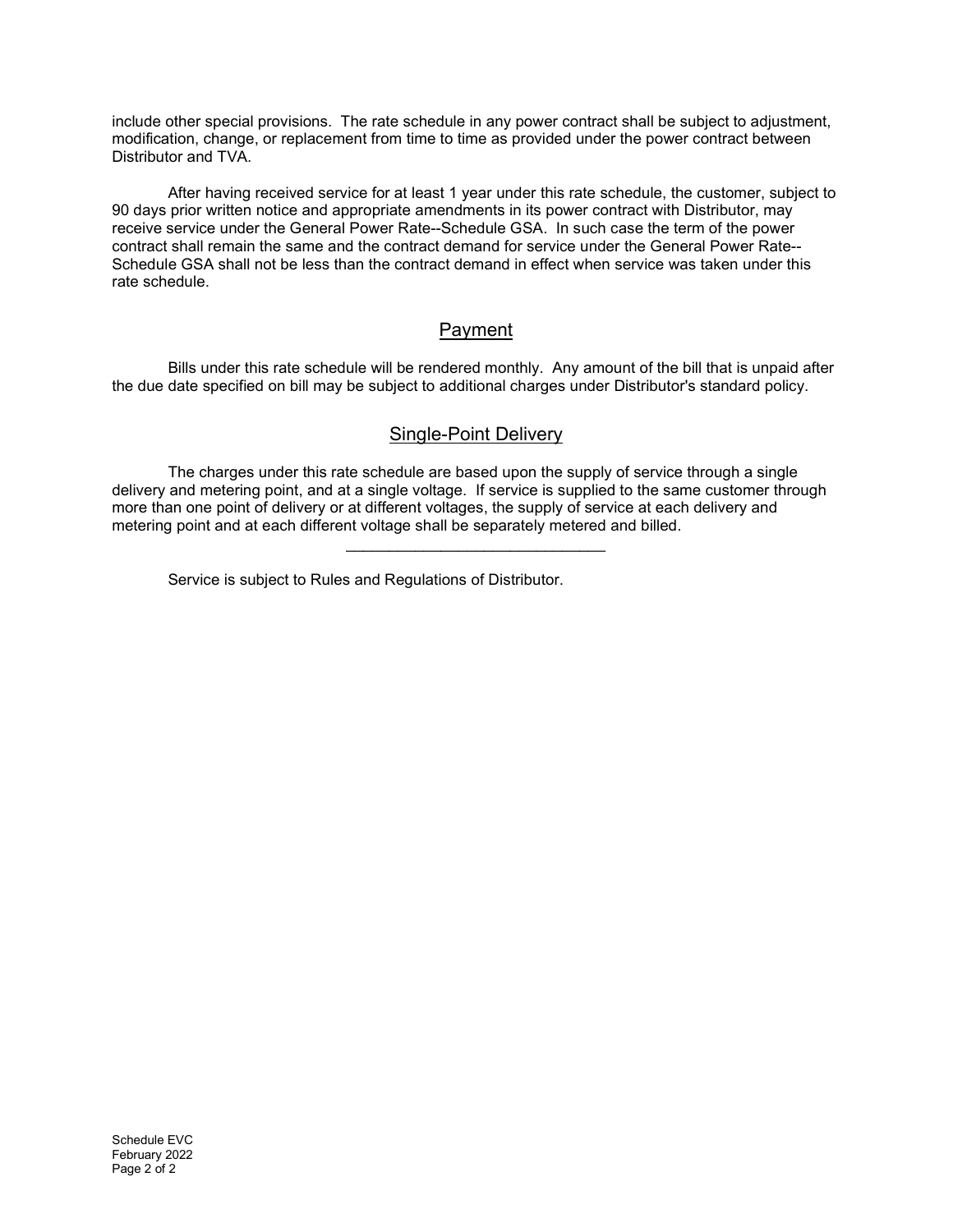include other special provisions. The rate schedule in any power contract shall be subject to adjustment, modification, change, or replacement from time to time as provided under the power contract between Distributor and TVA.

After having received service for at least 1 year under this rate schedule, the customer, subject to 90 days prior written notice and appropriate amendments in its power contract with Distributor, may receive service under the General Power Rate--Schedule GSA. In such case the term of the power contract shall remain the same and the contract demand for service under the General Power Rate--Schedule GSA shall not be less than the contract demand in effect when service was taken under this rate schedule.

## Payment

Bills under this rate schedule will be rendered monthly. Any amount of the bill that is unpaid after the due date specified on bill may be subject to additional charges under Distributor's standard policy.

## Single-Point Delivery

The charges under this rate schedule are based upon the supply of service through a single delivery and metering point, and at a single voltage. If service is supplied to the same customer through more than one point of delivery or at different voltages, the supply of service at each delivery and metering point and at each different voltage shall be separately metered and billed.

---

Service is subject to Rules and Regulations of Distributor.

Schedule EVC
February 2022